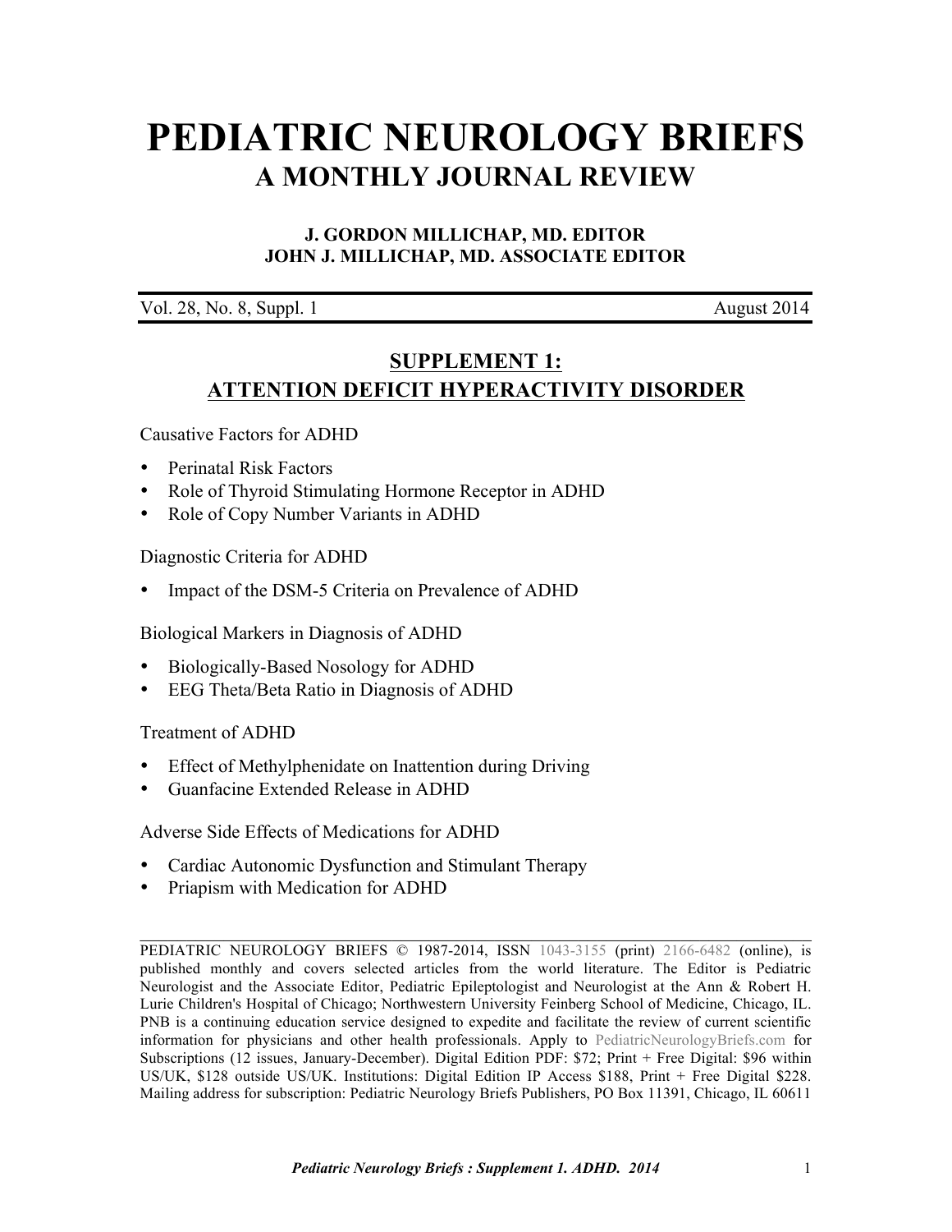# PEDIATRIC NEUROLOGY BRIEFS

## A MONTHLY JOURNAL REVIEW

**J. GORDON MILLICHAP, MD. EDITOR**
**JOHN J. MILLICHAP, MD. ASSOCIATE EDITOR**

Vol. 28, No. 8, Suppl. 1 August 2014

## SUPPLEMENT 1: ATTENTION DEFICIT HYPERACTIVITY DISORDER

Causative Factors for ADHD

- Perinatal Risk Factors
- Role of Thyroid Stimulating Hormone Receptor in ADHD
- Role of Copy Number Variants in ADHD

Diagnostic Criteria for ADHD

- Impact of the DSM-5 Criteria on Prevalence of ADHD

Biological Markers in Diagnosis of ADHD

- Biologically-Based Nosology for ADHD
- EEG Theta/Beta Ratio in Diagnosis of ADHD

Treatment of ADHD

- Effect of Methylphenidate on Inattention during Driving
- Guanfacine Extended Release in ADHD

Adverse Side Effects of Medications for ADHD

- Cardiac Autonomic Dysfunction and Stimulant Therapy
- Priapism with Medication for ADHD

---

PEDIATRIC NEUROLOGY BRIEFS © 1987-2014, ISSN 1043-3155 (print) 2166-6482 (online), is published monthly and covers selected articles from the world literature. The Editor is Pediatric Neurologist and the Associate Editor, Pediatric Epileptologist and Neurologist at the Ann & Robert H. Lurie Children's Hospital of Chicago; Northwestern University Feinberg School of Medicine, Chicago, IL. PNB is a continuing education service designed to expedite and facilitate the review of current scientific information for physicians and other health professionals. Apply to PediatricNeurologyBriefs.com for Subscriptions (12 issues, January-December). Digital Edition PDF: $72; Print + Free Digital: $96 within US/UK, $128 outside US/UK. Institutions: Digital Edition IP Access $188, Print + Free Digital $228. Mailing address for subscription: Pediatric Neurology Briefs Publishers, PO Box 11391, Chicago, IL 60611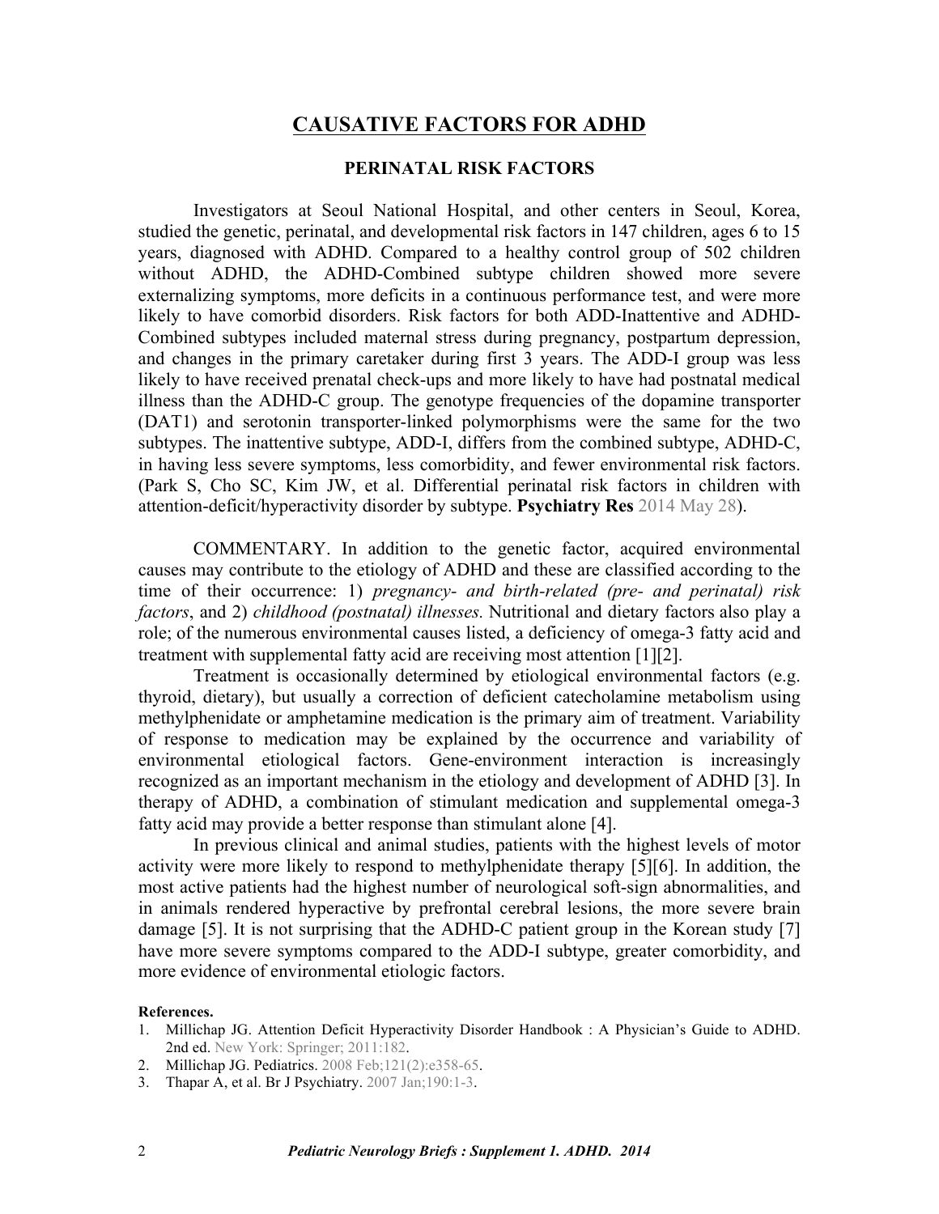# CAUSATIVE FACTORS FOR ADHD

## PERINATAL RISK FACTORS

Investigators at Seoul National Hospital, and other centers in Seoul, Korea, studied the genetic, perinatal, and developmental risk factors in 147 children, ages 6 to 15 years, diagnosed with ADHD. Compared to a healthy control group of 502 children without ADHD, the ADHD-Combined subtype children showed more severe externalizing symptoms, more deficits in a continuous performance test, and were more likely to have comorbid disorders. Risk factors for both ADD-Inattentive and ADHD-Combined subtypes included maternal stress during pregnancy, postpartum depression, and changes in the primary caretaker during first 3 years. The ADD-I group was less likely to have received prenatal check-ups and more likely to have had postnatal medical illness than the ADHD-C group. The genotype frequencies of the dopamine transporter (DAT1) and serotonin transporter-linked polymorphisms were the same for the two subtypes. The inattentive subtype, ADD-I, differs from the combined subtype, ADHD-C, in having less severe symptoms, less comorbidity, and fewer environmental risk factors. (Park S, Cho SC, Kim JW, et al. Differential perinatal risk factors in children with attention-deficit/hyperactivity disorder by subtype. **Psychiatry Res** 2014 May 28).

COMMENTARY. In addition to the genetic factor, acquired environmental causes may contribute to the etiology of ADHD and these are classified according to the time of their occurrence: 1) *pregnancy- and birth-related (pre- and perinatal) risk factors*, and 2) *childhood (postnatal) illnesses.* Nutritional and dietary factors also play a role; of the numerous environmental causes listed, a deficiency of omega-3 fatty acid and treatment with supplemental fatty acid are receiving most attention [1][2].

Treatment is occasionally determined by etiological environmental factors (e.g. thyroid, dietary), but usually a correction of deficient catecholamine metabolism using methylphenidate or amphetamine medication is the primary aim of treatment. Variability of response to medication may be explained by the occurrence and variability of environmental etiological factors. Gene-environment interaction is increasingly recognized as an important mechanism in the etiology and development of ADHD [3]. In therapy of ADHD, a combination of stimulant medication and supplemental omega-3 fatty acid may provide a better response than stimulant alone [4].

In previous clinical and animal studies, patients with the highest levels of motor activity were more likely to respond to methylphenidate therapy [5][6]. In addition, the most active patients had the highest number of neurological soft-sign abnormalities, and in animals rendered hyperactive by prefrontal cerebral lesions, the more severe brain damage [5]. It is not surprising that the ADHD-C patient group in the Korean study [7] have more severe symptoms compared to the ADD-I subtype, greater comorbidity, and more evidence of environmental etiologic factors.

**References.**

1. Millichap JG. Attention Deficit Hyperactivity Disorder Handbook : A Physician's Guide to ADHD. 2nd ed. New York: Springer; 2011:182.
2. Millichap JG. Pediatrics. 2008 Feb;121(2):e358-65.
3. Thapar A, et al. Br J Psychiatry. 2007 Jan;190:1-3.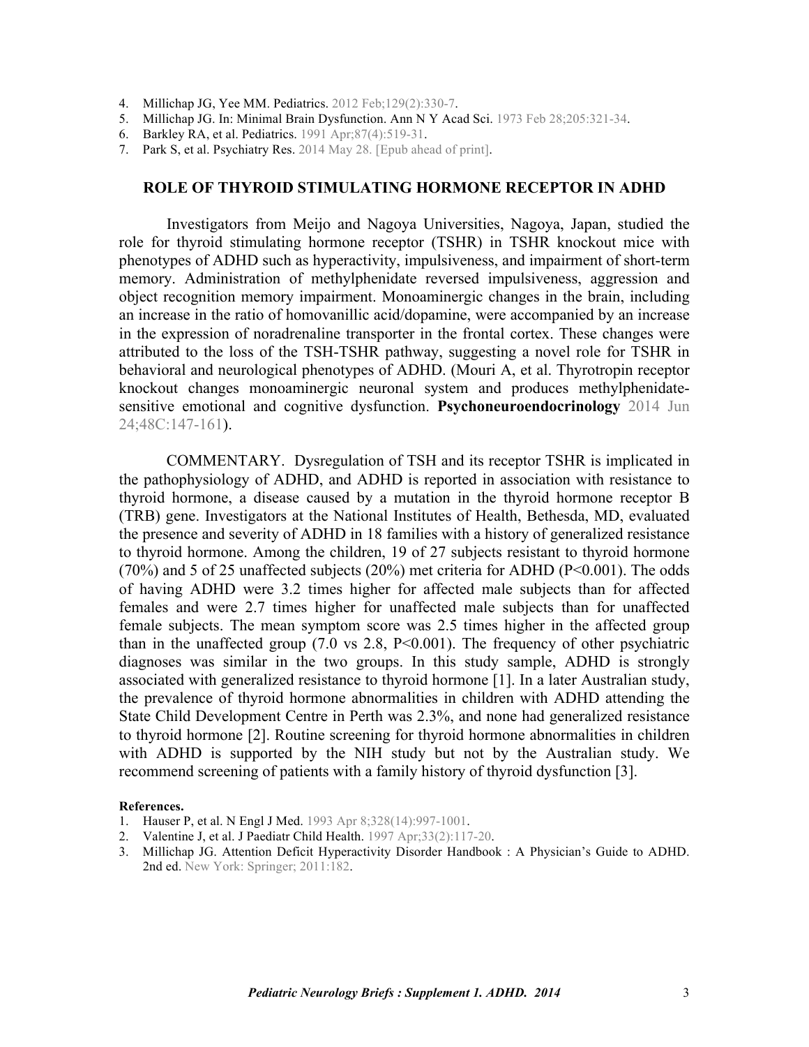4. Millichap JG, Yee MM. Pediatrics. 2012 Feb;129(2):330-7.
5. Millichap JG. In: Minimal Brain Dysfunction. Ann N Y Acad Sci. 1973 Feb 28;205:321-34.
6. Barkley RA, et al. Pediatrics. 1991 Apr;87(4):519-31.
7. Park S, et al. Psychiatry Res. 2014 May 28. [Epub ahead of print].

## ROLE OF THYROID STIMULATING HORMONE RECEPTOR IN ADHD

Investigators from Meijo and Nagoya Universities, Nagoya, Japan, studied the role for thyroid stimulating hormone receptor (TSHR) in TSHR knockout mice with phenotypes of ADHD such as hyperactivity, impulsiveness, and impairment of short-term memory. Administration of methylphenidate reversed impulsiveness, aggression and object recognition memory impairment. Monoaminergic changes in the brain, including an increase in the ratio of homovanillic acid/dopamine, were accompanied by an increase in the expression of noradrenaline transporter in the frontal cortex. These changes were attributed to the loss of the TSH-TSHR pathway, suggesting a novel role for TSHR in behavioral and neurological phenotypes of ADHD. (Mouri A, et al. Thyrotropin receptor knockout changes monoaminergic neuronal system and produces methylphenidate-sensitive emotional and cognitive dysfunction. **Psychoneuroendocrinology** 2014 Jun 24;48C:147-161).

COMMENTARY. Dysregulation of TSH and its receptor TSHR is implicated in the pathophysiology of ADHD, and ADHD is reported in association with resistance to thyroid hormone, a disease caused by a mutation in the thyroid hormone receptor B (TRB) gene. Investigators at the National Institutes of Health, Bethesda, MD, evaluated the presence and severity of ADHD in 18 families with a history of generalized resistance to thyroid hormone. Among the children, 19 of 27 subjects resistant to thyroid hormone (70%) and 5 of 25 unaffected subjects (20%) met criteria for ADHD ($P<0.001$). The odds of having ADHD were 3.2 times higher for affected male subjects than for affected females and were 2.7 times higher for unaffected male subjects than for unaffected female subjects. The mean symptom score was 2.5 times higher in the affected group than in the unaffected group (7.0 vs 2.8, $P<0.001$). The frequency of other psychiatric diagnoses was similar in the two groups. In this study sample, ADHD is strongly associated with generalized resistance to thyroid hormone [1]. In a later Australian study, the prevalence of thyroid hormone abnormalities in children with ADHD attending the State Child Development Centre in Perth was 2.3%, and none had generalized resistance to thyroid hormone [2]. Routine screening for thyroid hormone abnormalities in children with ADHD is supported by the NIH study but not by the Australian study. We recommend screening of patients with a family history of thyroid dysfunction [3].

**References.**

1. Hauser P, et al. N Engl J Med. 1993 Apr 8;328(14):997-1001.
2. Valentine J, et al. J Paediatr Child Health. 1997 Apr;33(2):117-20.
3. Millichap JG. Attention Deficit Hyperactivity Disorder Handbook : A Physician's Guide to ADHD. 2nd ed. New York: Springer; 2011:182.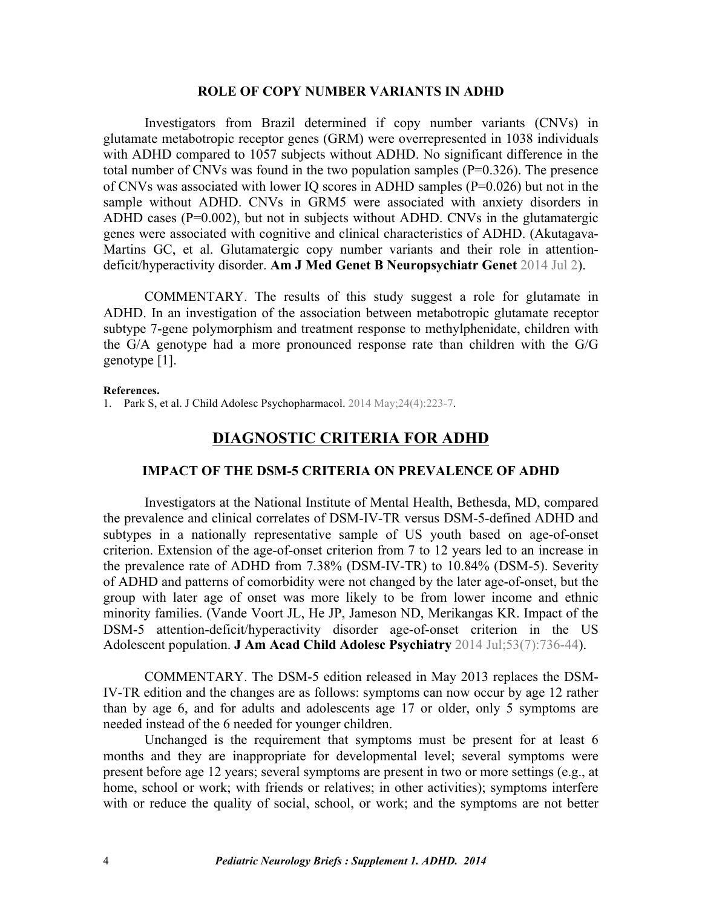### ROLE OF COPY NUMBER VARIANTS IN ADHD

Investigators from Brazil determined if copy number variants (CNVs) in glutamate metabotropic receptor genes (GRM) were overrepresented in 1038 individuals with ADHD compared to 1057 subjects without ADHD. No significant difference in the total number of CNVs was found in the two population samples (P=0.326). The presence of CNVs was associated with lower IQ scores in ADHD samples (P=0.026) but not in the sample without ADHD. CNVs in GRM5 were associated with anxiety disorders in ADHD cases (P=0.002), but not in subjects without ADHD. CNVs in the glutamatergic genes were associated with cognitive and clinical characteristics of ADHD. (Akutagava-Martins GC, et al. Glutamatergic copy number variants and their role in attention-deficit/hyperactivity disorder. **Am J Med Genet B Neuropsychiatr Genet** 2014 Jul 2).

COMMENTARY. The results of this study suggest a role for glutamate in ADHD. In an investigation of the association between metabotropic glutamate receptor subtype 7-gene polymorphism and treatment response to methylphenidate, children with the G/A genotype had a more pronounced response rate than children with the G/G genotype [1].

**References.**

1. Park S, et al. J Child Adolesc Psychopharmacol. 2014 May;24(4):223-7.

## DIAGNOSTIC CRITERIA FOR ADHD

### IMPACT OF THE DSM-5 CRITERIA ON PREVALENCE OF ADHD

Investigators at the National Institute of Mental Health, Bethesda, MD, compared the prevalence and clinical correlates of DSM-IV-TR versus DSM-5-defined ADHD and subtypes in a nationally representative sample of US youth based on age-of-onset criterion. Extension of the age-of-onset criterion from 7 to 12 years led to an increase in the prevalence rate of ADHD from 7.38% (DSM-IV-TR) to 10.84% (DSM-5). Severity of ADHD and patterns of comorbidity were not changed by the later age-of-onset, but the group with later age of onset was more likely to be from lower income and ethnic minority families. (Vande Voort JL, He JP, Jameson ND, Merikangas KR. Impact of the DSM-5 attention-deficit/hyperactivity disorder age-of-onset criterion in the US Adolescent population. **J Am Acad Child Adolesc Psychiatry** 2014 Jul;53(7):736-44).

COMMENTARY. The DSM-5 edition released in May 2013 replaces the DSM-IV-TR edition and the changes are as follows: symptoms can now occur by age 12 rather than by age 6, and for adults and adolescents age 17 or older, only 5 symptoms are needed instead of the 6 needed for younger children.

Unchanged is the requirement that symptoms must be present for at least 6 months and they are inappropriate for developmental level; several symptoms were present before age 12 years; several symptoms are present in two or more settings (e.g., at home, school or work; with friends or relatives; in other activities); symptoms interfere with or reduce the quality of social, school, or work; and the symptoms are not better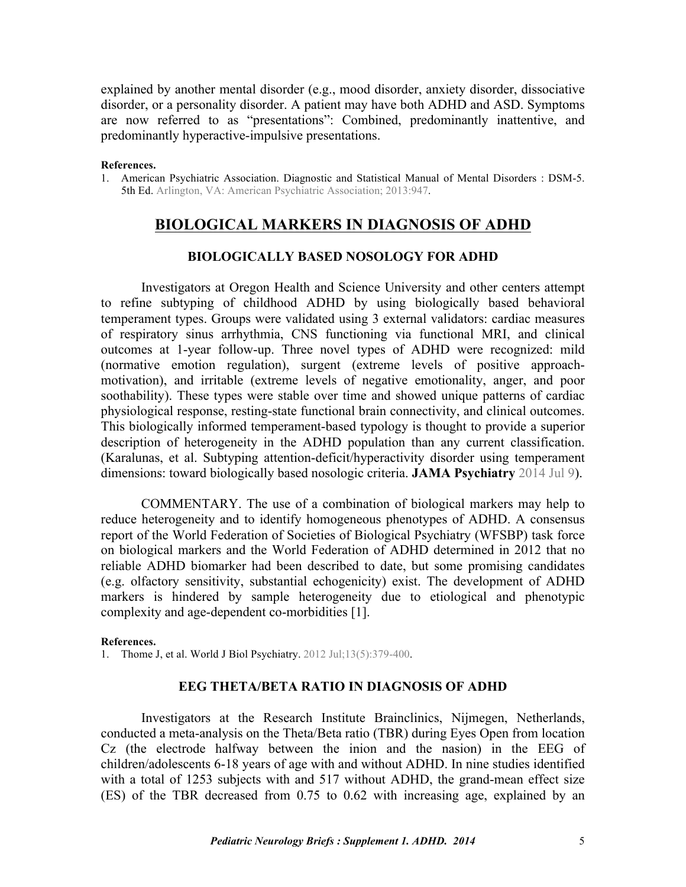explained by another mental disorder (e.g., mood disorder, anxiety disorder, dissociative disorder, or a personality disorder. A patient may have both ADHD and ASD. Symptoms are now referred to as "presentations": Combined, predominantly inattentive, and predominantly hyperactive-impulsive presentations.

**References.**

1. American Psychiatric Association. Diagnostic and Statistical Manual of Mental Disorders : DSM-5. 5th Ed. Arlington, VA: American Psychiatric Association; 2013:947.

## BIOLOGICAL MARKERS IN DIAGNOSIS OF ADHD

### BIOLOGICALLY BASED NOSOLOGY FOR ADHD

Investigators at Oregon Health and Science University and other centers attempt to refine subtyping of childhood ADHD by using biologically based behavioral temperament types. Groups were validated using 3 external validators: cardiac measures of respiratory sinus arrhythmia, CNS functioning via functional MRI, and clinical outcomes at 1-year follow-up. Three novel types of ADHD were recognized: mild (normative emotion regulation), surgent (extreme levels of positive approach-motivation), and irritable (extreme levels of negative emotionality, anger, and poor soothability). These types were stable over time and showed unique patterns of cardiac physiological response, resting-state functional brain connectivity, and clinical outcomes. This biologically informed temperament-based typology is thought to provide a superior description of heterogeneity in the ADHD population than any current classification. (Karalunas, et al. Subtyping attention-deficit/hyperactivity disorder using temperament dimensions: toward biologically based nosologic criteria. **JAMA Psychiatry** 2014 Jul 9).

COMMENTARY. The use of a combination of biological markers may help to reduce heterogeneity and to identify homogeneous phenotypes of ADHD. A consensus report of the World Federation of Societies of Biological Psychiatry (WFSBP) task force on biological markers and the World Federation of ADHD determined in 2012 that no reliable ADHD biomarker had been described to date, but some promising candidates (e.g. olfactory sensitivity, substantial echogenicity) exist. The development of ADHD markers is hindered by sample heterogeneity due to etiological and phenotypic complexity and age-dependent co-morbidities [1].

**References.**

1. Thome J, et al. World J Biol Psychiatry. 2012 Jul;13(5):379-400.

### EEG THETA/BETA RATIO IN DIAGNOSIS OF ADHD

Investigators at the Research Institute Brainclinics, Nijmegen, Netherlands, conducted a meta-analysis on the Theta/Beta ratio (TBR) during Eyes Open from location Cz (the electrode halfway between the inion and the nasion) in the EEG of children/adolescents 6-18 years of age with and without ADHD. In nine studies identified with a total of 1253 subjects with and 517 without ADHD, the grand-mean effect size (ES) of the TBR decreased from 0.75 to 0.62 with increasing age, explained by an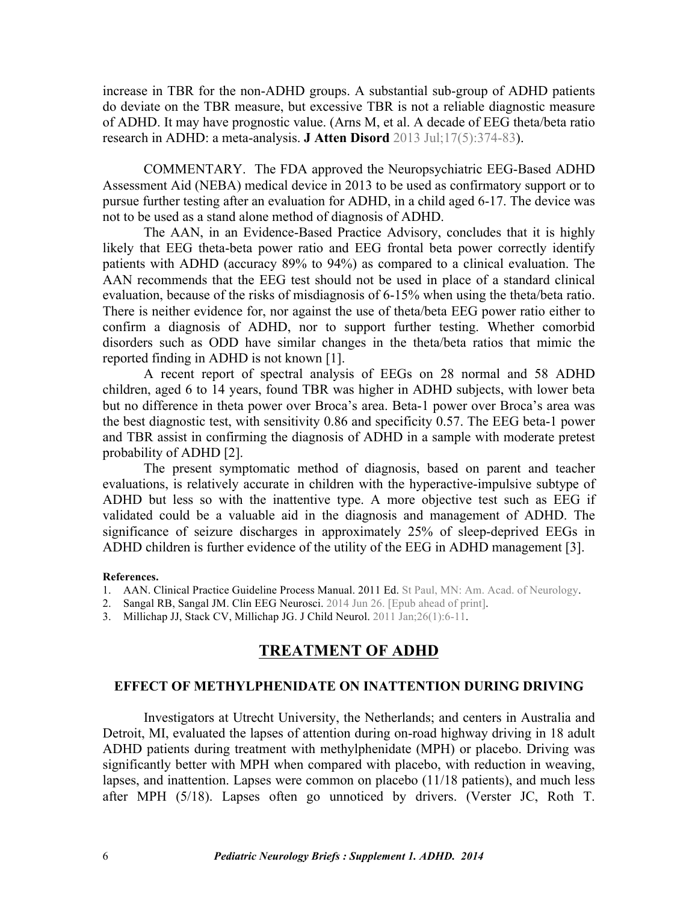increase in TBR for the non-ADHD groups. A substantial sub-group of ADHD patients do deviate on the TBR measure, but excessive TBR is not a reliable diagnostic measure of ADHD. It may have prognostic value. (Arns M, et al. A decade of EEG theta/beta ratio research in ADHD: a meta-analysis. **J Atten Disord** 2013 Jul;17(5):374-83).

COMMENTARY. The FDA approved the Neuropsychiatric EEG-Based ADHD Assessment Aid (NEBA) medical device in 2013 to be used as confirmatory support or to pursue further testing after an evaluation for ADHD, in a child aged 6-17. The device was not to be used as a stand alone method of diagnosis of ADHD.

The AAN, in an Evidence-Based Practice Advisory, concludes that it is highly likely that EEG theta-beta power ratio and EEG frontal beta power correctly identify patients with ADHD (accuracy 89% to 94%) as compared to a clinical evaluation. The AAN recommends that the EEG test should not be used in place of a standard clinical evaluation, because of the risks of misdiagnosis of 6-15% when using the theta/beta ratio. There is neither evidence for, nor against the use of theta/beta EEG power ratio either to confirm a diagnosis of ADHD, nor to support further testing. Whether comorbid disorders such as ODD have similar changes in the theta/beta ratios that mimic the reported finding in ADHD is not known [1].

A recent report of spectral analysis of EEGs on 28 normal and 58 ADHD children, aged 6 to 14 years, found TBR was higher in ADHD subjects, with lower beta but no difference in theta power over Broca's area. Beta-1 power over Broca's area was the best diagnostic test, with sensitivity 0.86 and specificity 0.57. The EEG beta-1 power and TBR assist in confirming the diagnosis of ADHD in a sample with moderate pretest probability of ADHD [2].

The present symptomatic method of diagnosis, based on parent and teacher evaluations, is relatively accurate in children with the hyperactive-impulsive subtype of ADHD but less so with the inattentive type. A more objective test such as EEG if validated could be a valuable aid in the diagnosis and management of ADHD. The significance of seizure discharges in approximately 25% of sleep-deprived EEGs in ADHD children is further evidence of the utility of the EEG in ADHD management [3].

**References.**

1. AAN. Clinical Practice Guideline Process Manual. 2011 Ed. St Paul, MN: Am. Acad. of Neurology.
2. Sangal RB, Sangal JM. Clin EEG Neurosci. 2014 Jun 26. [Epub ahead of print].
3. Millichap JJ, Stack CV, Millichap JG. J Child Neurol. 2011 Jan;26(1):6-11.

## TREATMENT OF ADHD

### EFFECT OF METHYLPHENIDATE ON INATTENTION DURING DRIVING

Investigators at Utrecht University, the Netherlands; and centers in Australia and Detroit, MI, evaluated the lapses of attention during on-road highway driving in 18 adult ADHD patients during treatment with methylphenidate (MPH) or placebo. Driving was significantly better with MPH when compared with placebo, with reduction in weaving, lapses, and inattention. Lapses were common on placebo (11/18 patients), and much less after MPH (5/18). Lapses often go unnoticed by drivers. (Verster JC, Roth T.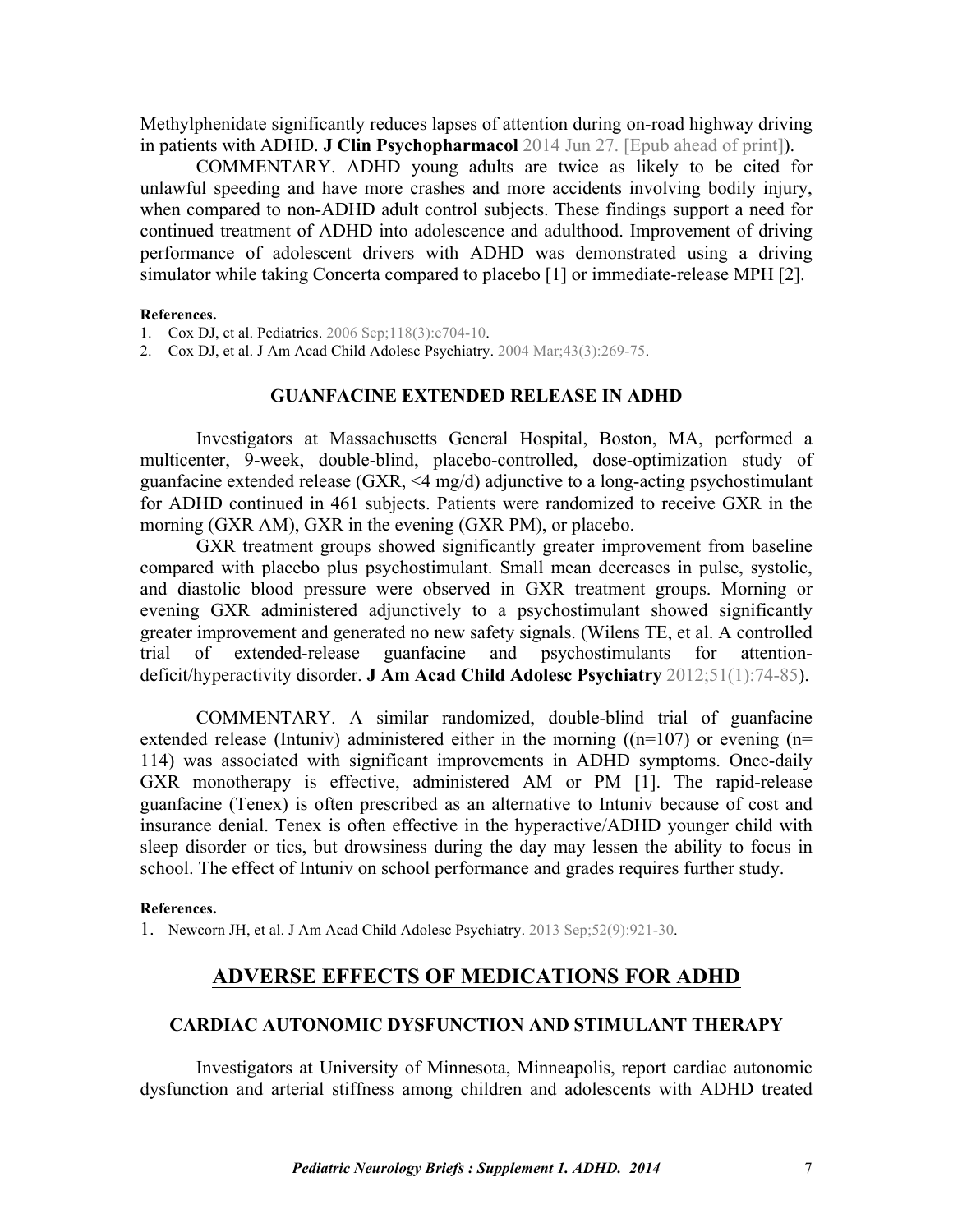Methylphenidate significantly reduces lapses of attention during on-road highway driving in patients with ADHD. **J Clin Psychopharmacol** 2014 Jun 27. [Epub ahead of print]).

COMMENTARY. ADHD young adults are twice as likely to be cited for unlawful speeding and have more crashes and more accidents involving bodily injury, when compared to non-ADHD adult control subjects. These findings support a need for continued treatment of ADHD into adolescence and adulthood. Improvement of driving performance of adolescent drivers with ADHD was demonstrated using a driving simulator while taking Concerta compared to placebo [1] or immediate-release MPH [2].

**References.**

1. Cox DJ, et al. Pediatrics. 2006 Sep;118(3):e704-10.
2. Cox DJ, et al. J Am Acad Child Adolesc Psychiatry. 2004 Mar;43(3):269-75.

### GUANFACINE EXTENDED RELEASE IN ADHD

Investigators at Massachusetts General Hospital, Boston, MA, performed a multicenter, 9-week, double-blind, placebo-controlled, dose-optimization study of guanfacine extended release (GXR, <4 mg/d) adjunctive to a long-acting psychostimulant for ADHD continued in 461 subjects. Patients were randomized to receive GXR in the morning (GXR AM), GXR in the evening (GXR PM), or placebo.

GXR treatment groups showed significantly greater improvement from baseline compared with placebo plus psychostimulant. Small mean decreases in pulse, systolic, and diastolic blood pressure were observed in GXR treatment groups. Morning or evening GXR administered adjunctively to a psychostimulant showed significantly greater improvement and generated no new safety signals. (Wilens TE, et al. A controlled trial of extended-release guanfacine and psychostimulants for attention-deficit/hyperactivity disorder. **J Am Acad Child Adolesc Psychiatry** 2012;51(1):74-85).

COMMENTARY. A similar randomized, double-blind trial of guanfacine extended release (Intuniv) administered either in the morning ((n=107) or evening (n= 114) was associated with significant improvements in ADHD symptoms. Once-daily GXR monotherapy is effective, administered AM or PM [1]. The rapid-release guanfacine (Tenex) is often prescribed as an alternative to Intuniv because of cost and insurance denial. Tenex is often effective in the hyperactive/ADHD younger child with sleep disorder or tics, but drowsiness during the day may lessen the ability to focus in school. The effect of Intuniv on school performance and grades requires further study.

**References.**

1. Newcorn JH, et al. J Am Acad Child Adolesc Psychiatry. 2013 Sep;52(9):921-30.

## ADVERSE EFFECTS OF MEDICATIONS FOR ADHD

### CARDIAC AUTONOMIC DYSFUNCTION AND STIMULANT THERAPY

Investigators at University of Minnesota, Minneapolis, report cardiac autonomic dysfunction and arterial stiffness among children and adolescents with ADHD treated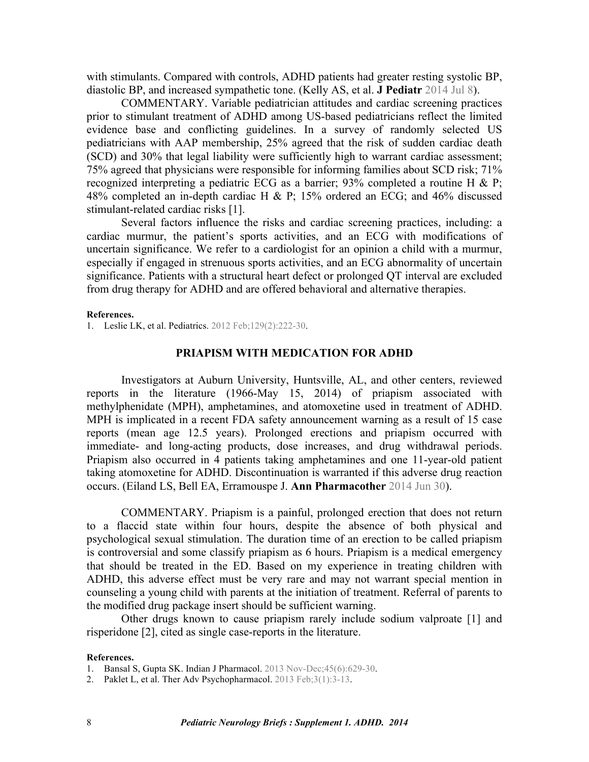with stimulants. Compared with controls, ADHD patients had greater resting systolic BP, diastolic BP, and increased sympathetic tone. (Kelly AS, et al. **J Pediatr** 2014 Jul 8).

COMMENTARY. Variable pediatrician attitudes and cardiac screening practices prior to stimulant treatment of ADHD among US-based pediatricians reflect the limited evidence base and conflicting guidelines. In a survey of randomly selected US pediatricians with AAP membership, 25% agreed that the risk of sudden cardiac death (SCD) and 30% that legal liability were sufficiently high to warrant cardiac assessment; 75% agreed that physicians were responsible for informing families about SCD risk; 71% recognized interpreting a pediatric ECG as a barrier; 93% completed a routine H & P; 48% completed an in-depth cardiac H & P; 15% ordered an ECG; and 46% discussed stimulant-related cardiac risks [1].

Several factors influence the risks and cardiac screening practices, including: a cardiac murmur, the patient's sports activities, and an ECG with modifications of uncertain significance. We refer to a cardiologist for an opinion a child with a murmur, especially if engaged in strenuous sports activities, and an ECG abnormality of uncertain significance. Patients with a structural heart defect or prolonged QT interval are excluded from drug therapy for ADHD and are offered behavioral and alternative therapies.

**References.**

1. Leslie LK, et al. Pediatrics. 2012 Feb;129(2):222-30.

## PRIAPISM WITH MEDICATION FOR ADHD

Investigators at Auburn University, Huntsville, AL, and other centers, reviewed reports in the literature (1966-May 15, 2014) of priapism associated with methylphenidate (MPH), amphetamines, and atomoxetine used in treatment of ADHD. MPH is implicated in a recent FDA safety announcement warning as a result of 15 case reports (mean age 12.5 years). Prolonged erections and priapism occurred with immediate- and long-acting products, dose increases, and drug withdrawal periods. Priapism also occurred in 4 patients taking amphetamines and one 11-year-old patient taking atomoxetine for ADHD. Discontinuation is warranted if this adverse drug reaction occurs. (Eiland LS, Bell EA, Erramouspe J. **Ann Pharmacother** 2014 Jun 30).

COMMENTARY. Priapism is a painful, prolonged erection that does not return to a flaccid state within four hours, despite the absence of both physical and psychological sexual stimulation. The duration time of an erection to be called priapism is controversial and some classify priapism as 6 hours. Priapism is a medical emergency that should be treated in the ED. Based on my experience in treating children with ADHD, this adverse effect must be very rare and may not warrant special mention in counseling a young child with parents at the initiation of treatment. Referral of parents to the modified drug package insert should be sufficient warning.

Other drugs known to cause priapism rarely include sodium valproate [1] and risperidone [2], cited as single case-reports in the literature.

**References.**

1. Bansal S, Gupta SK. Indian J Pharmacol. 2013 Nov-Dec;45(6):629-30.
2. Paklet L, et al. Ther Adv Psychopharmacol. 2013 Feb;3(1):3-13.